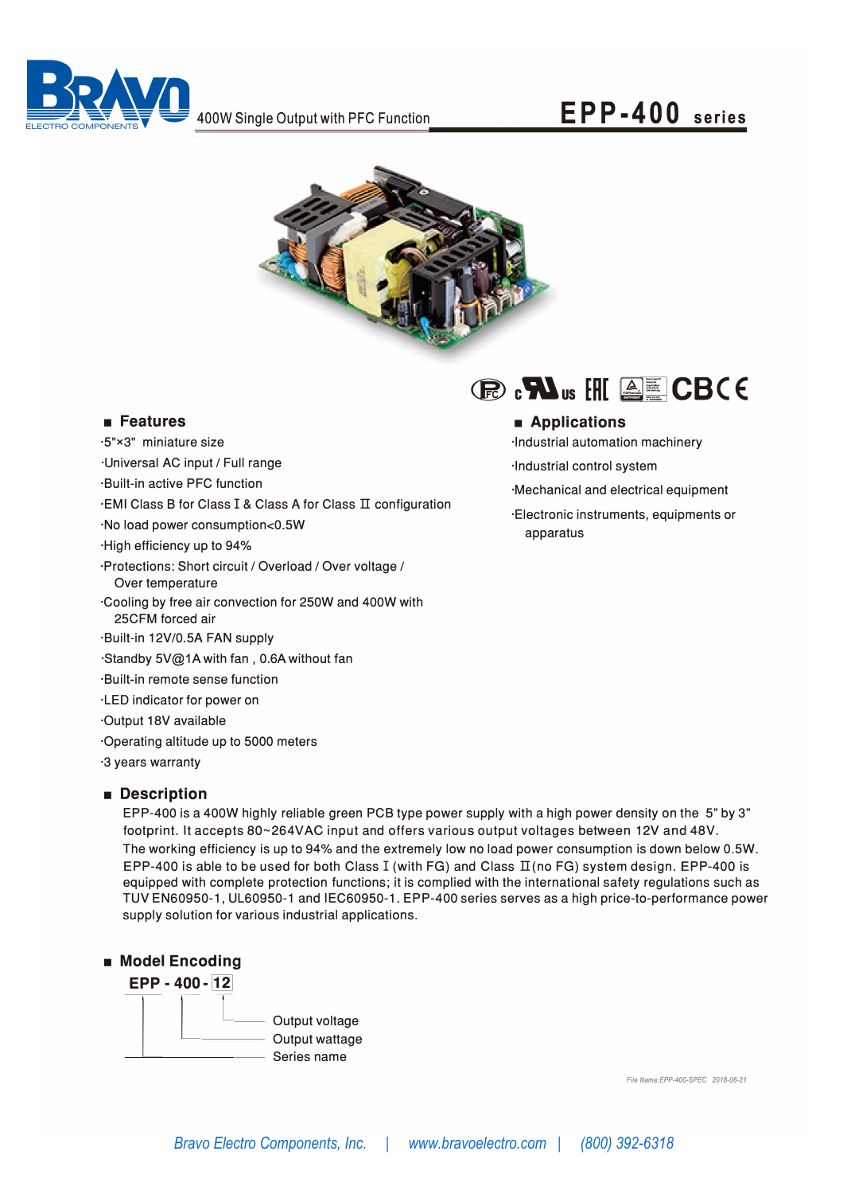400W Single Output with PFC Function

# EPP-400 series

## ■ Features

- 5"×3" miniature size
- Universal AC input / Full range
- Built-in active PFC function
- EMI Class B for Class Ⅰ & Class A for Class Ⅱ configuration
- No load power consumption<0.5W
- High efficiency up to 94%
- Protections: Short circuit / Overload / Over voltage / Over temperature
- Cooling by free air convection for 250W and 400W with 25CFM forced air
- Built-in 12V/0.5A FAN supply
- Standby 5V@1A with fan , 0.6A without fan
- Built-in remote sense function
- LED indicator for power on
- Output 18V available
- Operating altitude up to 5000 meters
- 3 years warranty

## ■ Applications

- Industrial automation machinery
- Industrial control system
- Mechanical and electrical equipment
- Electronic instruments, equipments or apparatus

## ■ Description

EPP-400 is a 400W highly reliable green PCB type power supply with a high power density on the 5" by 3" footprint. It accepts 80~264VAC input and offers various output voltages between 12V and 48V. The working efficiency is up to 94% and the extremely low no load power consumption is down below 0.5W. EPP-400 is able to be used for both Class Ⅰ (with FG) and Class Ⅱ (no FG) system design. EPP-400 is equipped with complete protection functions; it is complied with the international safety regulations such as TUV EN60950-1, UL60950-1 and IEC60950-1. EPP-400 series serves as a high price-to-performance power supply solution for various industrial applications.

## ■ Model Encoding

**EPP - 400 - 12**

- 12: Output voltage
- 400: Output wattage
- EPP: Series name

File Name:EPP-400-SPEC 2018-06-21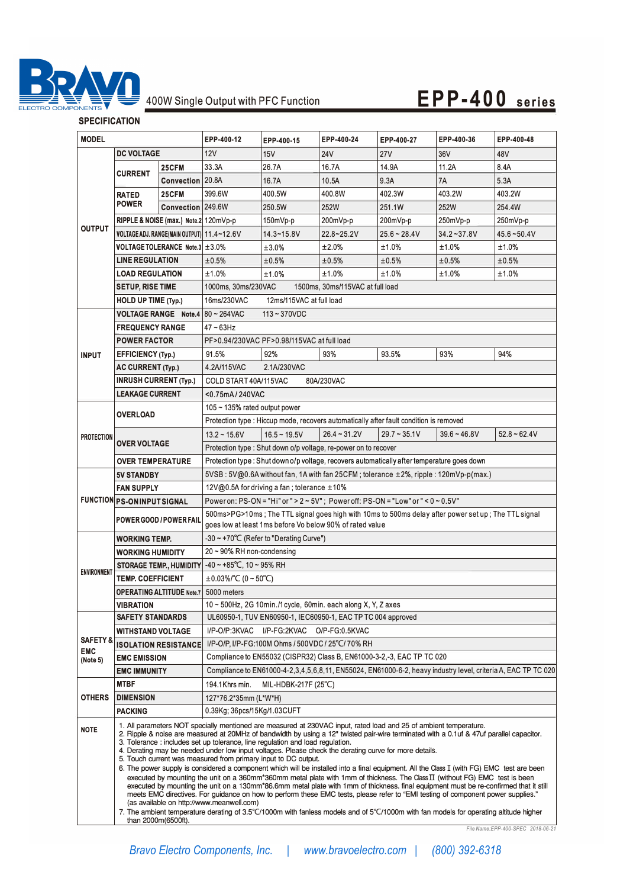BRAVO ELECTRO COMPONENTS

400W Single Output with PFC Function

# EPP-400 series

## SPECIFICATION

| MODEL | | | EPP-400-12 | EPP-400-15 | EPP-400-24 | EPP-400-27 | EPP-400-36 | EPP-400-48 |
|---|---|---|---|---|---|---|---|---|
| OUTPUT | DC VOLTAGE | | 12V | 15V | 24V | 27V | 36V | 48V |
| | CURRENT | 25CFM | 33.3A | 26.7A | 16.7A | 14.9A | 11.2A | 8.4A |
| | | Convection | 20.8A | 16.7A | 10.5A | 9.3A | 7A | 5.3A |
| | RATED POWER | 25CFM | 399.6W | 400.5W | 400.8W | 402.3W | 403.2W | 403.2W |
| | | Convection | 249.6W | 250.5W | 252W | 251.1W | 252W | 254.4W |
| | RIPPLE & NOISE (max.) Note.2 | | 120mVp-p | 150mVp-p | 200mVp-p | 200mVp-p | 250mVp-p | 250mVp-p |
| | VOLTAGE ADJ. RANGE(MAIN OUTPUT) | | 11.4~12.6V | 14.3~15.8V | 22.8~25.2V | 25.6 ~ 28.4V | 34.2 ~37.8V | 45.6 ~50.4V |
| | VOLTAGE TOLERANCE Note.3 | | ±3.0% | ±3.0% | ±2.0% | ±1.0% | ±1.0% | ±1.0% |
| | LINE REGULATION | | ±0.5% | ±0.5% | ±0.5% | ±0.5% | ±0.5% | ±0.5% |
| | LOAD REGULATION | | ±1.0% | ±1.0% | ±1.0% | ±1.0% | ±1.0% | ±1.0% |
| | SETUP, RISE TIME | | 1000ms, 30ms/230VAC 1500ms, 30ms/115VAC at full load | | | | | |
| | HOLD UP TIME (Typ.) | | 16ms/230VAC 12ms/115VAC at full load | | | | | |
| INPUT | VOLTAGE RANGE Note.4 | | 80 ~ 264VAC 113 ~ 370VDC | | | | | |
| | FREQUENCY RANGE | | 47 ~ 63Hz | | | | | |
| | POWER FACTOR | | PF>0.94/230VAC PF>0.98/115VAC at full load | | | | | |
| | EFFICIENCY (Typ.) | | 91.5% | 92% | 93% | 93.5% | 93% | 94% |
| | AC CURRENT (Typ.) | | 4.2A/115VAC 2.1A/230VAC | | | | | |
| | INRUSH CURRENT (Typ.) | | COLD START 40A/115VAC 80A/230VAC | | | | | |
| | LEAKAGE CURRENT | | <0.75mA / 240VAC | | | | | |
| PROTECTION | OVERLOAD | | 105 ~ 135% rated output power | | | | | |
| | | | Protection type : Hiccup mode, recovers automatically after fault condition is removed | | | | | |
| | OVER VOLTAGE | | 13.2 ~ 15.6V | 16.5 ~ 19.5V | 26.4 ~ 31.2V | 29.7 ~ 35.1V | 39.6 ~ 46.8V | 52.8 ~ 62.4V |
| | | | Protection type : Shut down o/p voltage, re-power on to recover | | | | | |
| | OVER TEMPERATURE | | Protection type : Shut down o/p voltage, recovers automatically after temperature goes down | | | | | |
| FUNCTION | 5V STANDBY | | 5VSB : 5V@0.6A without fan, 1A with fan 25CFM ; tolerance ±2%, ripple : 120mVp-p(max.) | | | | | |
| | FAN SUPPLY | | 12V@0.5A for driving a fan ; tolerance ±10% | | | | | |
| | PS-ON INPUT SIGNAL | | Power on: PS-ON = "Hi" or " > 2 ~ 5V" ; Power off: PS-ON = "Low" or " < 0 ~ 0.5V" | | | | | |
| | POWER GOOD / POWER FAIL | | 500ms>PG>10ms ; The TTL signal goes high with 10ms to 500ms delay after power set up ; The TTL signal goes low at least 1ms before Vo below 90% of rated value | | | | | |
| ENVIRONMENT | WORKING TEMP. | | -30 ~ +70℃ (Refer to "Derating Curve") | | | | | |
| | WORKING HUMIDITY | | 20 ~ 90% RH non-condensing | | | | | |
| | STORAGE TEMP., HUMIDITY | | -40 ~ +85℃, 10 ~ 95% RH | | | | | |
| | TEMP. COEFFICIENT | | ±0.03%/℃ (0 ~ 50℃) | | | | | |
| | OPERATING ALTITUDE Note.7 | | 5000 meters | | | | | |
| | VIBRATION | | 10 ~ 500Hz, 2G 10min./1cycle, 60min. each along X, Y, Z axes | | | | | |
| SAFETY & EMC (Note 5) | SAFETY STANDARDS | | UL60950-1, TUV EN60950-1, IEC60950-1, EAC TP TC 004 approved | | | | | |
| | WITHSTAND VOLTAGE | | I/P-O/P:3KVAC I/P-FG:2KVAC O/P-FG:0.5KVAC | | | | | |
| | ISOLATION RESISTANCE | | I/P-O/P, I/P-FG:100M Ohms / 500VDC / 25℃/ 70% RH | | | | | |
| | EMC EMISSION | | Compliance to EN55032 (CISPR32) Class B, EN61000-3-2,-3, EAC TP TC 020 | | | | | |
| | EMC IMMUNITY | | Compliance to EN61000-4-2,3,4,5,6,8,11, EN55024, EN61000-6-2, heavy industry level, criteria A, EAC TP TC 020 | | | | | |
| OTHERS | MTBF | | 194.1Khrs min. MIL-HDBK-217F (25℃) | | | | | |
| | DIMENSION | | 127*76.2*35mm (L*W*H) | | | | | |
| | PACKING | | 0.39Kg; 36pcs/15Kg/1.03CUFT | | | | | |

**NOTE**

1. All parameters NOT specially mentioned are measured at 230VAC input, rated load and 25 of ambient temperature.
2. Ripple & noise are measured at 20MHz of bandwidth by using a 12" twisted pair-wire terminated with a 0.1uf & 47uf parallel capacitor.
3. Tolerance : includes set up tolerance, line regulation and load regulation.
4. Derating may be needed under low input voltages. Please check the derating curve for more details.
5. Touch current was measured from primary input to DC output.
6. The power supply is considered a component which will be installed into a final equipment. All the Class Ⅰ (with FG) EMC test are been executed by mounting the unit on a 360mm*360mm metal plate with 1mm of thickness. The Class Ⅱ (without FG) EMC test is been executed by mounting the unit on a 130mm*86.6mm metal plate with 1mm of thickness. final equipment must be re-confirmed that it still meets EMC directives. For guidance on how to perform these EMC tests, please refer to "EMI testing of component power supplies." (as available on http://www.meanwell.com)
7. The ambient temperature derating of 3.5℃/1000m with fanless models and of 5℃/1000m with fan models for operating altitude higher than 2000m(6500ft).

File Name:EPP-400-SPEC 2018-06-21

*Bravo Electro Components, Inc. | www.bravoelectro.com | (800) 392-6318*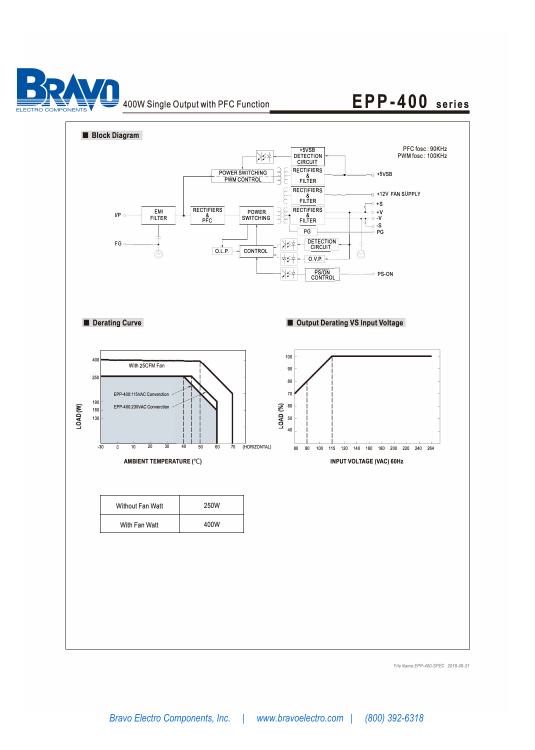400W Single Output with PFC Function

# EPP-400 series

## Block Diagram

PFC fosc : 90KHz
PWM fosc : 100KHz

I/P
FG
EMI FILTER
RECTIFIERS & PFC
POWER SWITCHING
POWER SWITCHING PWM CONTROL
+5VSB DETECTION CIRCUIT
RECTIFIERS & FILTER
RECTIFIERS & FILTER
RECTIFIERS & FILTER
PG
DETECTION CIRCUIT
O.V.P.
PS/ON CONTROL
O.L.P.
CONTROL
+5VSB
+12V FAN SUPPLY
+S
+V
-V
-S
PG
PS-ON

## Derating Curve

LOAD (W)
AMBIENT TEMPERATURE (℃)
With 25CFM Fan
EPP-400:115VAC Converction
EPP-400:230VAC Converction
(HORIZONTAL)

## Output Derating VS Input Voltage

LOAD (%)
INPUT VOLTAGE (VAC) 60Hz

| Without Fan Watt | 250W |
|---|---|
| With Fan Watt | 400W |

File Name:EPP-400-SPEC 2018-06-21

*Bravo Electro Components, Inc.* | *www.bravoelectro.com* | *(800) 392-6318*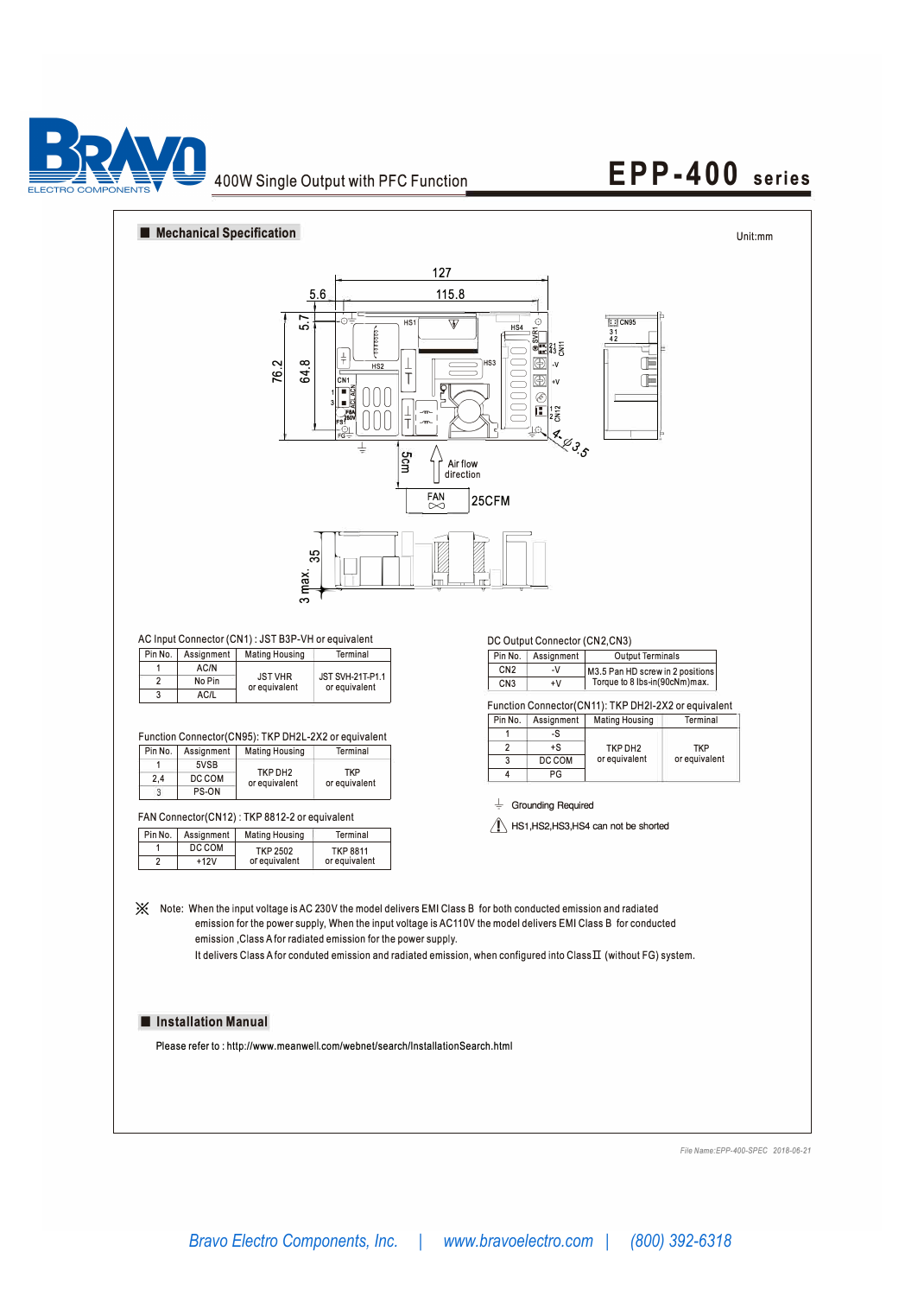400W Single Output with PFC Function

# EPP-400 series

## Mechanical Specification

Unit:mm

127
115.8
5.6
5.7
76.2
64.8
HS1
HS2
HS3
HS4
CN1
SVR1
CN11
CN12
CN95
-V
+V
4-ϕ3.5
5cm
Air flow direction
FAN
25CFM
35
3 max.

AC Input Connector (CN1) : JST B3P-VH or equivalent

| Pin No. | Assignment | Mating Housing | Terminal |
|---|---|---|---|
| 1 | AC/N | JST VHR or equivalent | JST SVH-21T-P1.1 or equivalent |
| 2 | No Pin | | |
| 3 | AC/L | | |

Function Connector(CN95): TKP DH2L-2X2 or equivalent

| Pin No. | Assignment | Mating Housing | Terminal |
|---|---|---|---|
| 1 | 5VSB | TKP DH2 or equivalent | TKP or equivalent |
| 2,4 | DC COM | | |
| 3 | PS-ON | | |

FAN Connector(CN12) : TKP 8812-2 or equivalent

| Pin No. | Assignment | Mating Housing | Terminal |
|---|---|---|---|
| 1 | DC COM | TKP 2502 or equivalent | TKP 8811 or equivalent |
| 2 | +12V | | |

DC Output Connector (CN2,CN3)

| Pin No. | Assignment | Output Terminals |
|---|---|---|
| CN2 | -V | M3.5 Pan HD screw in 2 positions Torque to 8 lbs-in(90cNm)max. |
| CN3 | +V | |

Function Connector(CN11): TKP DH2I-2X2 or equivalent

| Pin No. | Assignment | Mating Housing | Terminal |
|---|---|---|---|
| 1 | -S | TKP DH2 or equivalent | TKP or equivalent |
| 2 | +S | | |
| 3 | DC COM | | |
| 4 | PG | | |

⏚ Grounding Required

⚠ HS1,HS2,HS3,HS4 can not be shorted

※ Note: When the input voltage is AC 230V the model delivers EMI Class B for both conducted emission and radiated emission for the power supply, When the input voltage is AC110V the model delivers EMI Class B for conducted emission ,Class A for radiated emission for the power supply.
It delivers Class A for conduted emission and radiated emission, when configured into Class II (without FG) system.

## Installation Manual

Please refer to : http://www.meanwell.com/webnet/search/InstallationSearch.html

File Name:EPP-400-SPEC 2018-06-21